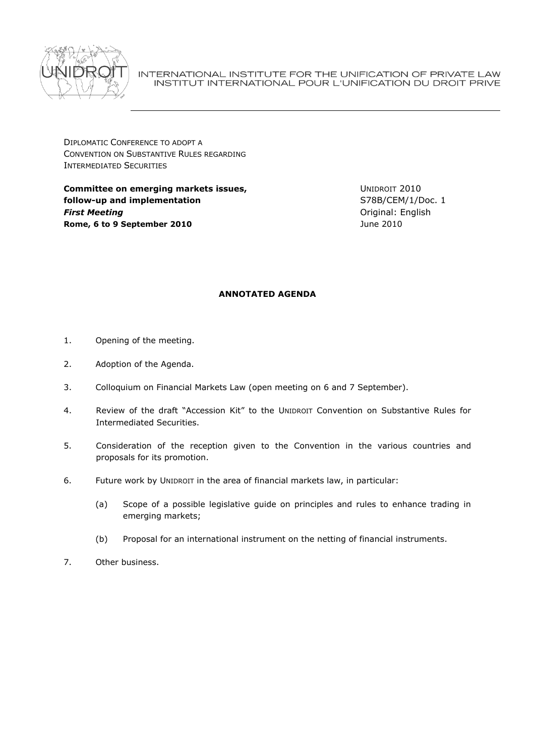INTERNATIONAL INSTITUTE FOR THE UNIFICATION OF PRIVATE LAW
INSTITUT INTERNATIONAL POUR L'UNIFICATION DU DROIT PRIVE

DIPLOMATIC CONFERENCE TO ADOPT A
CONVENTION ON SUBSTANTIVE RULES REGARDING
INTERMEDIATED SECURITIES

**Committee on emerging markets issues, follow-up and implementation**
***First Meeting***
**Rome, 6 to 9 September 2010**

UNIDROIT 2010
S78B/CEM/1/Doc. 1
Original: English
June 2010

## ANNOTATED AGENDA

1. Opening of the meeting.

2. Adoption of the Agenda.

3. Colloquium on Financial Markets Law (open meeting on 6 and 7 September).

4. Review of the draft "Accession Kit" to the UNIDROIT Convention on Substantive Rules for Intermediated Securities.

5. Consideration of the reception given to the Convention in the various countries and proposals for its promotion.

6. Future work by UNIDROIT in the area of financial markets law, in particular:

   (a) Scope of a possible legislative guide on principles and rules to enhance trading in emerging markets;

   (b) Proposal for an international instrument on the netting of financial instruments.

7. Other business.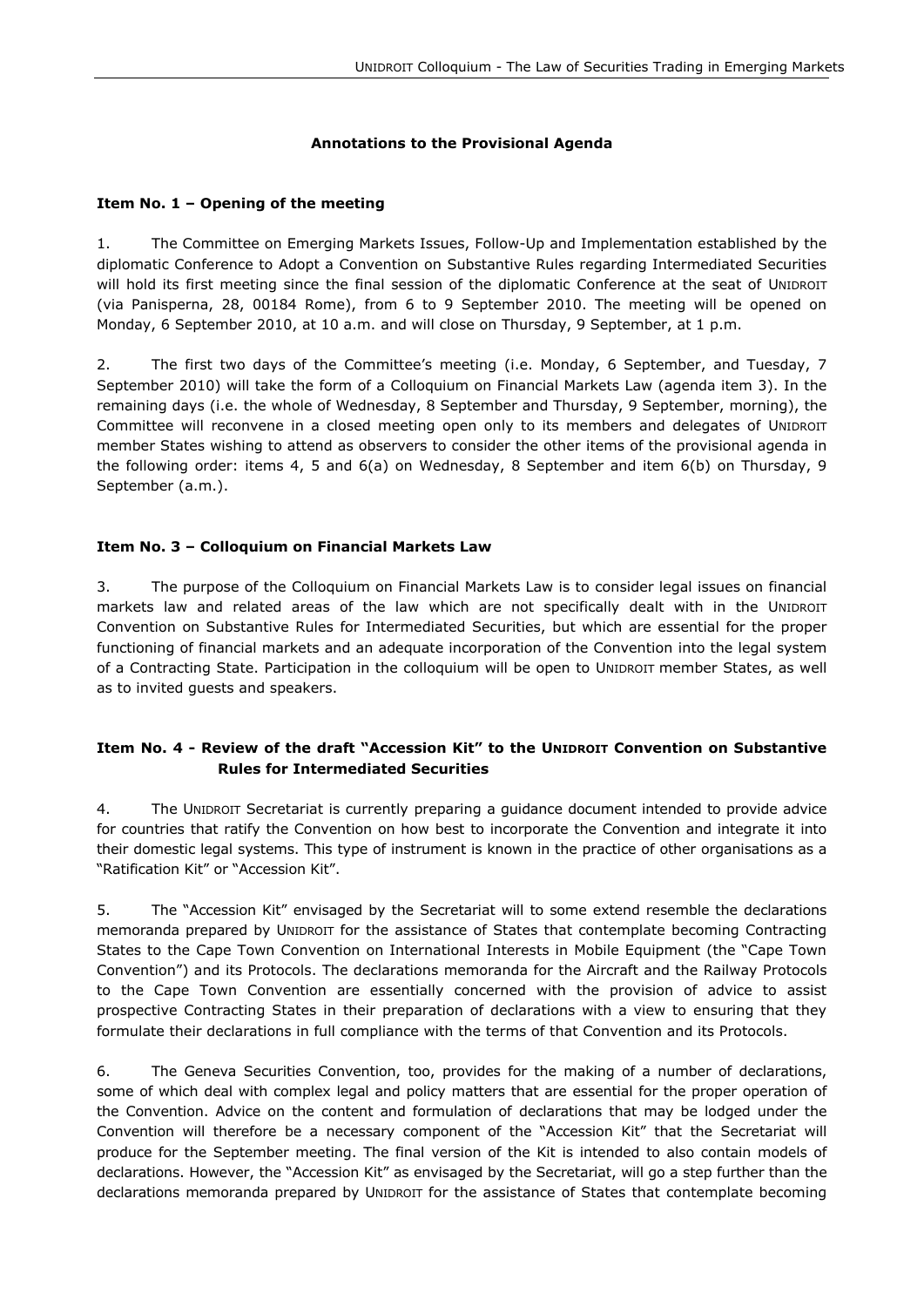## Annotations to the Provisional Agenda

### Item No. 1 – Opening of the meeting

1. The Committee on Emerging Markets Issues, Follow-Up and Implementation established by the diplomatic Conference to Adopt a Convention on Substantive Rules regarding Intermediated Securities will hold its first meeting since the final session of the diplomatic Conference at the seat of UNIDROIT (via Panisperna, 28, 00184 Rome), from 6 to 9 September 2010. The meeting will be opened on Monday, 6 September 2010, at 10 a.m. and will close on Thursday, 9 September, at 1 p.m.

2. The first two days of the Committee's meeting (i.e. Monday, 6 September, and Tuesday, 7 September 2010) will take the form of a Colloquium on Financial Markets Law (agenda item 3). In the remaining days (i.e. the whole of Wednesday, 8 September and Thursday, 9 September, morning), the Committee will reconvene in a closed meeting open only to its members and delegates of UNIDROIT member States wishing to attend as observers to consider the other items of the provisional agenda in the following order: items 4, 5 and 6(a) on Wednesday, 8 September and item 6(b) on Thursday, 9 September (a.m.).

### Item No. 3 – Colloquium on Financial Markets Law

3. The purpose of the Colloquium on Financial Markets Law is to consider legal issues on financial markets law and related areas of the law which are not specifically dealt with in the UNIDROIT Convention on Substantive Rules for Intermediated Securities, but which are essential for the proper functioning of financial markets and an adequate incorporation of the Convention into the legal system of a Contracting State. Participation in the colloquium will be open to UNIDROIT member States, as well as to invited guests and speakers.

### Item No. 4 - Review of the draft "Accession Kit" to the UNIDROIT Convention on Substantive Rules for Intermediated Securities

4. The UNIDROIT Secretariat is currently preparing a guidance document intended to provide advice for countries that ratify the Convention on how best to incorporate the Convention and integrate it into their domestic legal systems. This type of instrument is known in the practice of other organisations as a "Ratification Kit" or "Accession Kit".

5. The "Accession Kit" envisaged by the Secretariat will to some extend resemble the declarations memoranda prepared by UNIDROIT for the assistance of States that contemplate becoming Contracting States to the Cape Town Convention on International Interests in Mobile Equipment (the "Cape Town Convention") and its Protocols. The declarations memoranda for the Aircraft and the Railway Protocols to the Cape Town Convention are essentially concerned with the provision of advice to assist prospective Contracting States in their preparation of declarations with a view to ensuring that they formulate their declarations in full compliance with the terms of that Convention and its Protocols.

6. The Geneva Securities Convention, too, provides for the making of a number of declarations, some of which deal with complex legal and policy matters that are essential for the proper operation of the Convention. Advice on the content and formulation of declarations that may be lodged under the Convention will therefore be a necessary component of the "Accession Kit" that the Secretariat will produce for the September meeting. The final version of the Kit is intended to also contain models of declarations. However, the "Accession Kit" as envisaged by the Secretariat, will go a step further than the declarations memoranda prepared by UNIDROIT for the assistance of States that contemplate becoming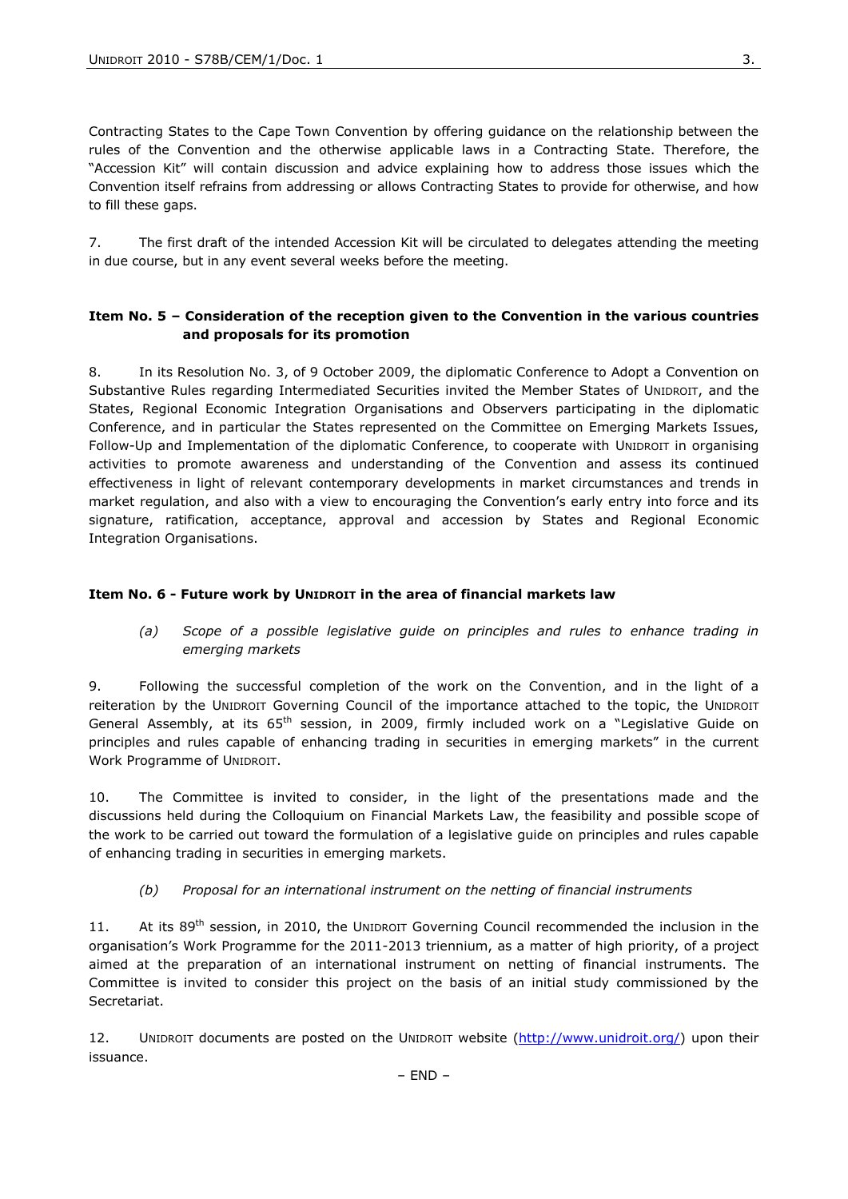Contracting States to the Cape Town Convention by offering guidance on the relationship between the rules of the Convention and the otherwise applicable laws in a Contracting State. Therefore, the "Accession Kit" will contain discussion and advice explaining how to address those issues which the Convention itself refrains from addressing or allows Contracting States to provide for otherwise, and how to fill these gaps.

7. The first draft of the intended Accession Kit will be circulated to delegates attending the meeting in due course, but in any event several weeks before the meeting.

**Item No. 5 – Consideration of the reception given to the Convention in the various countries and proposals for its promotion**

8. In its Resolution No. 3, of 9 October 2009, the diplomatic Conference to Adopt a Convention on Substantive Rules regarding Intermediated Securities invited the Member States of UNIDROIT, and the States, Regional Economic Integration Organisations and Observers participating in the diplomatic Conference, and in particular the States represented on the Committee on Emerging Markets Issues, Follow-Up and Implementation of the diplomatic Conference, to cooperate with UNIDROIT in organising activities to promote awareness and understanding of the Convention and assess its continued effectiveness in light of relevant contemporary developments in market circumstances and trends in market regulation, and also with a view to encouraging the Convention's early entry into force and its signature, ratification, acceptance, approval and accession by States and Regional Economic Integration Organisations.

**Item No. 6 - Future work by UNIDROIT in the area of financial markets law**

*(a) Scope of a possible legislative guide on principles and rules to enhance trading in emerging markets*

9. Following the successful completion of the work on the Convention, and in the light of a reiteration by the UNIDROIT Governing Council of the importance attached to the topic, the UNIDROIT General Assembly, at its 65th session, in 2009, firmly included work on a "Legislative Guide on principles and rules capable of enhancing trading in securities in emerging markets" in the current Work Programme of UNIDROIT.

10. The Committee is invited to consider, in the light of the presentations made and the discussions held during the Colloquium on Financial Markets Law, the feasibility and possible scope of the work to be carried out toward the formulation of a legislative guide on principles and rules capable of enhancing trading in securities in emerging markets.

*(b) Proposal for an international instrument on the netting of financial instruments*

11. At its 89th session, in 2010, the UNIDROIT Governing Council recommended the inclusion in the organisation's Work Programme for the 2011-2013 triennium, as a matter of high priority, of a project aimed at the preparation of an international instrument on netting of financial instruments. The Committee is invited to consider this project on the basis of an initial study commissioned by the Secretariat.

12. UNIDROIT documents are posted on the UNIDROIT website (http://www.unidroit.org/) upon their issuance.

– END –